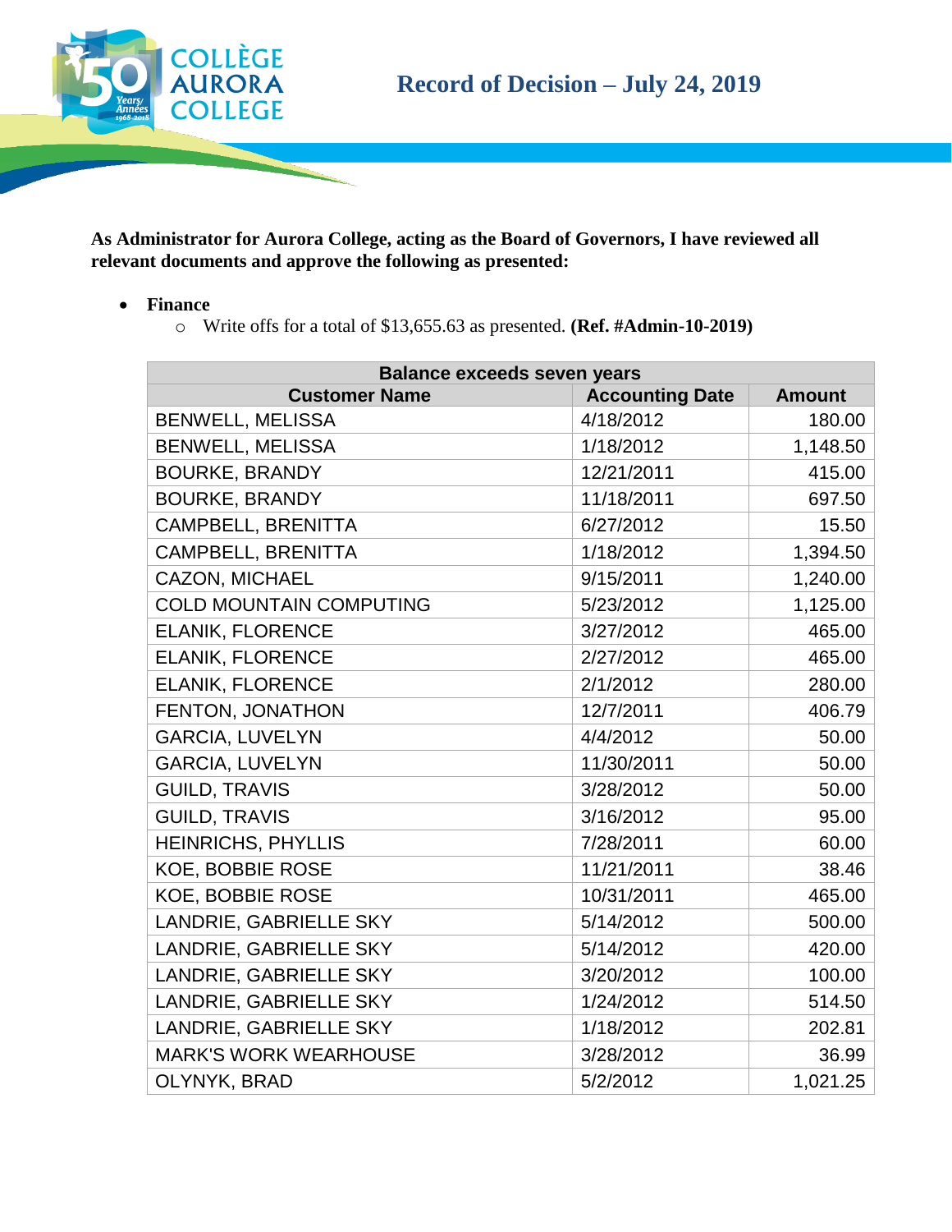# Record of Decision – July 24, 2019

**As Administrator for Aurora College, acting as the Board of Governors, I have reviewed all relevant documents and approve the following as presented:**

- **Finance**
  - Write offs for a total of $13,655.63 as presented. **(Ref. #Admin-10-2019)**

| Balance exceeds seven years | | |
|---|---|---|
| **Customer Name** | **Accounting Date** | **Amount** |
| BENWELL, MELISSA | 4/18/2012 | 180.00 |
| BENWELL, MELISSA | 1/18/2012 | 1,148.50 |
| BOURKE, BRANDY | 12/21/2011 | 415.00 |
| BOURKE, BRANDY | 11/18/2011 | 697.50 |
| CAMPBELL, BRENITTA | 6/27/2012 | 15.50 |
| CAMPBELL, BRENITTA | 1/18/2012 | 1,394.50 |
| CAZON, MICHAEL | 9/15/2011 | 1,240.00 |
| COLD MOUNTAIN COMPUTING | 5/23/2012 | 1,125.00 |
| ELANIK, FLORENCE | 3/27/2012 | 465.00 |
| ELANIK, FLORENCE | 2/27/2012 | 465.00 |
| ELANIK, FLORENCE | 2/1/2012 | 280.00 |
| FENTON, JONATHON | 12/7/2011 | 406.79 |
| GARCIA, LUVELYN | 4/4/2012 | 50.00 |
| GARCIA, LUVELYN | 11/30/2011 | 50.00 |
| GUILD, TRAVIS | 3/28/2012 | 50.00 |
| GUILD, TRAVIS | 3/16/2012 | 95.00 |
| HEINRICHS, PHYLLIS | 7/28/2011 | 60.00 |
| KOE, BOBBIE ROSE | 11/21/2011 | 38.46 |
| KOE, BOBBIE ROSE | 10/31/2011 | 465.00 |
| LANDRIE, GABRIELLE SKY | 5/14/2012 | 500.00 |
| LANDRIE, GABRIELLE SKY | 5/14/2012 | 420.00 |
| LANDRIE, GABRIELLE SKY | 3/20/2012 | 100.00 |
| LANDRIE, GABRIELLE SKY | 1/24/2012 | 514.50 |
| LANDRIE, GABRIELLE SKY | 1/18/2012 | 202.81 |
| MARK'S WORK WEARHOUSE | 3/28/2012 | 36.99 |
| OLYNYK, BRAD | 5/2/2012 | 1,021.25 |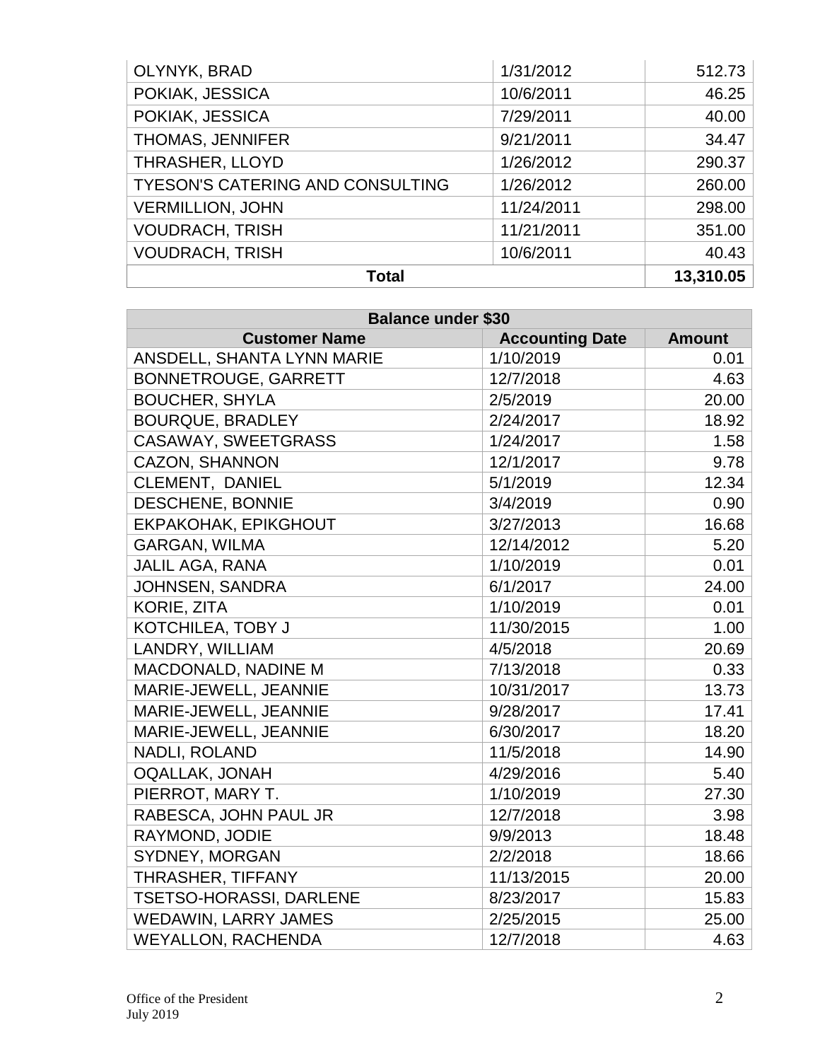| | | |
|---|---|---|
| OLYNYK, BRAD | 1/31/2012 | 512.73 |
| POKIAK, JESSICA | 10/6/2011 | 46.25 |
| POKIAK, JESSICA | 7/29/2011 | 40.00 |
| THOMAS, JENNIFER | 9/21/2011 | 34.47 |
| THRASHER, LLOYD | 1/26/2012 | 290.37 |
| TYESON'S CATERING AND CONSULTING | 1/26/2012 | 260.00 |
| VERMILLION, JOHN | 11/24/2011 | 298.00 |
| VOUDRACH, TRISH | 11/21/2011 | 351.00 |
| VOUDRACH, TRISH | 10/6/2011 | 40.43 |
| **Total** | | **13,310.05** |

| Balance under $30 | | |
|---|---|---|
| **Customer Name** | **Accounting Date** | **Amount** |
| ANSDELL, SHANTA LYNN MARIE | 1/10/2019 | 0.01 |
| BONNETROUGE, GARRETT | 12/7/2018 | 4.63 |
| BOUCHER, SHYLA | 2/5/2019 | 20.00 |
| BOURQUE, BRADLEY | 2/24/2017 | 18.92 |
| CASAWAY, SWEETGRASS | 1/24/2017 | 1.58 |
| CAZON, SHANNON | 12/1/2017 | 9.78 |
| CLEMENT, DANIEL | 5/1/2019 | 12.34 |
| DESCHENE, BONNIE | 3/4/2019 | 0.90 |
| EKPAKOHAK, EPIKGHOUT | 3/27/2013 | 16.68 |
| GARGAN, WILMA | 12/14/2012 | 5.20 |
| JALIL AGA, RANA | 1/10/2019 | 0.01 |
| JOHNSEN, SANDRA | 6/1/2017 | 24.00 |
| KORIE, ZITA | 1/10/2019 | 0.01 |
| KOTCHILEA, TOBY J | 11/30/2015 | 1.00 |
| LANDRY, WILLIAM | 4/5/2018 | 20.69 |
| MACDONALD, NADINE M | 7/13/2018 | 0.33 |
| MARIE-JEWELL, JEANNIE | 10/31/2017 | 13.73 |
| MARIE-JEWELL, JEANNIE | 9/28/2017 | 17.41 |
| MARIE-JEWELL, JEANNIE | 6/30/2017 | 18.20 |
| NADLI, ROLAND | 11/5/2018 | 14.90 |
| OQALLAK, JONAH | 4/29/2016 | 5.40 |
| PIERROT, MARY T. | 1/10/2019 | 27.30 |
| RABESCA, JOHN PAUL JR | 12/7/2018 | 3.98 |
| RAYMOND, JODIE | 9/9/2013 | 18.48 |
| SYDNEY, MORGAN | 2/2/2018 | 18.66 |
| THRASHER, TIFFANY | 11/13/2015 | 20.00 |
| TSETSO-HORASSI, DARLENE | 8/23/2017 | 15.83 |
| WEDAWIN, LARRY JAMES | 2/25/2015 | 25.00 |
| WEYALLON, RACHENDA | 12/7/2018 | 4.63 |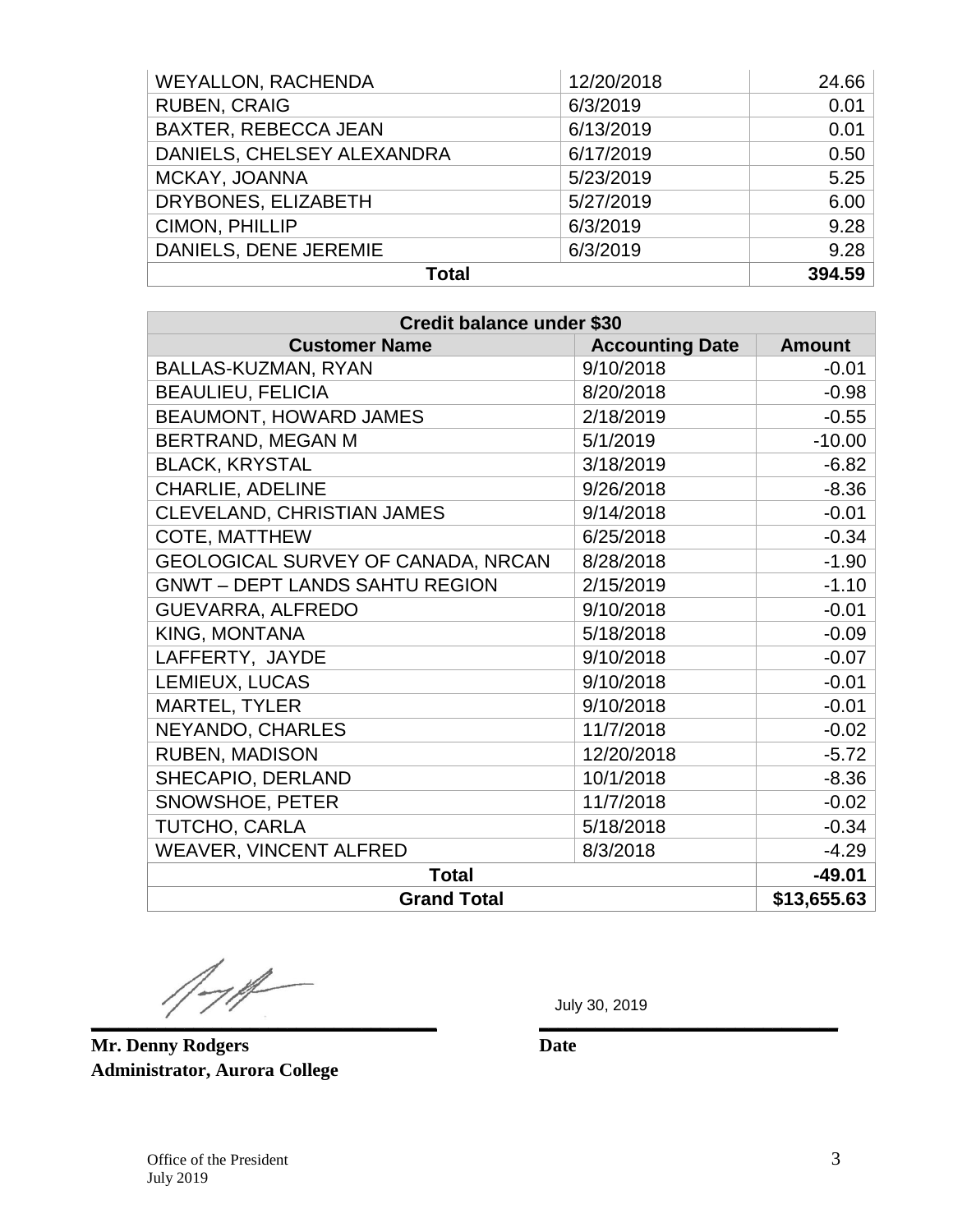| | | |
|---|---|---|
| WEYALLON, RACHENDA | 12/20/2018 | 24.66 |
| RUBEN, CRAIG | 6/3/2019 | 0.01 |
| BAXTER, REBECCA JEAN | 6/13/2019 | 0.01 |
| DANIELS, CHELSEY ALEXANDRA | 6/17/2019 | 0.50 |
| MCKAY, JOANNA | 5/23/2019 | 5.25 |
| DRYBONES, ELIZABETH | 5/27/2019 | 6.00 |
| CIMON, PHILLIP | 6/3/2019 | 9.28 |
| DANIELS, DENE JEREMIE | 6/3/2019 | 9.28 |
| **Total** | | **394.59** |

| Credit balance under $30 | | |
|---|---|---|
| **Customer Name** | **Accounting Date** | **Amount** |
| BALLAS-KUZMAN, RYAN | 9/10/2018 | -0.01 |
| BEAULIEU, FELICIA | 8/20/2018 | -0.98 |
| BEAUMONT, HOWARD JAMES | 2/18/2019 | -0.55 |
| BERTRAND, MEGAN M | 5/1/2019 | -10.00 |
| BLACK, KRYSTAL | 3/18/2019 | -6.82 |
| CHARLIE, ADELINE | 9/26/2018 | -8.36 |
| CLEVELAND, CHRISTIAN JAMES | 9/14/2018 | -0.01 |
| COTE, MATTHEW | 6/25/2018 | -0.34 |
| GEOLOGICAL SURVEY OF CANADA, NRCAN | 8/28/2018 | -1.90 |
| GNWT – DEPT LANDS SAHTU REGION | 2/15/2019 | -1.10 |
| GUEVARRA, ALFREDO | 9/10/2018 | -0.01 |
| KING, MONTANA | 5/18/2018 | -0.09 |
| LAFFERTY, JAYDE | 9/10/2018 | -0.07 |
| LEMIEUX, LUCAS | 9/10/2018 | -0.01 |
| MARTEL, TYLER | 9/10/2018 | -0.01 |
| NEYANDO, CHARLES | 11/7/2018 | -0.02 |
| RUBEN, MADISON | 12/20/2018 | -5.72 |
| SHECAPIO, DERLAND | 10/1/2018 | -8.36 |
| SNOWSHOE, PETER | 11/7/2018 | -0.02 |
| TUTCHO, CARLA | 5/18/2018 | -0.34 |
| WEAVER, VINCENT ALFRED | 8/3/2018 | -4.29 |
| **Total** | | **-49.01** |
| **Grand Total** | | **$13,655.63** |

July 30, 2019

**Mr. Denny Rodgers**
**Administrator, Aurora College**

**Date**

Office of the President
July 2019